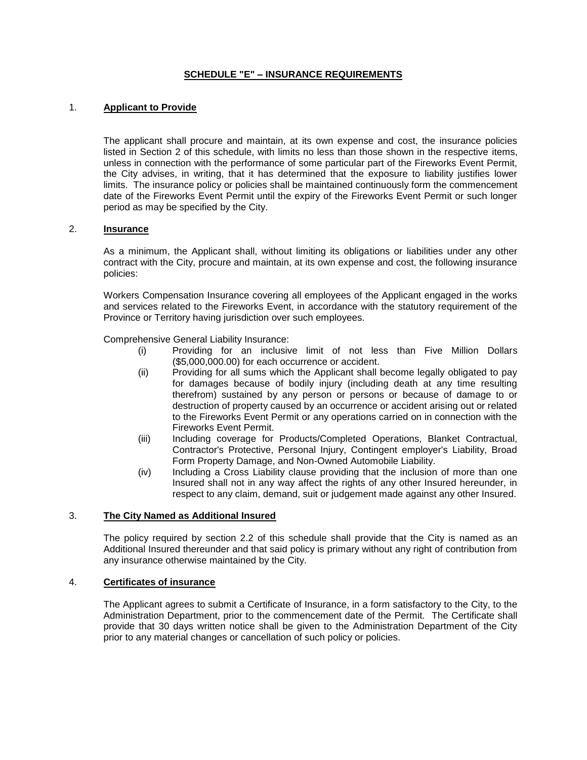# SCHEDULE "E" – INSURANCE REQUIREMENTS

1. **Applicant to Provide**

The applicant shall procure and maintain, at its own expense and cost, the insurance policies listed in Section 2 of this schedule, with limits no less than those shown in the respective items, unless in connection with the performance of some particular part of the Fireworks Event Permit, the City advises, in writing, that it has determined that the exposure to liability justifies lower limits. The insurance policy or policies shall be maintained continuously form the commencement date of the Fireworks Event Permit until the expiry of the Fireworks Event Permit or such longer period as may be specified by the City.

2. **Insurance**

As a minimum, the Applicant shall, without limiting its obligations or liabilities under any other contract with the City, procure and maintain, at its own expense and cost, the following insurance policies:

Workers Compensation Insurance covering all employees of the Applicant engaged in the works and services related to the Fireworks Event, in accordance with the statutory requirement of the Province or Territory having jurisdiction over such employees.

Comprehensive General Liability Insurance:

(i) Providing for an inclusive limit of not less than Five Million Dollars ($5,000,000.00) for each occurrence or accident.

(ii) Providing for all sums which the Applicant shall become legally obligated to pay for damages because of bodily injury (including death at any time resulting therefrom) sustained by any person or persons or because of damage to or destruction of property caused by an occurrence or accident arising out or related to the Fireworks Event Permit or any operations carried on in connection with the Fireworks Event Permit.

(iii) Including coverage for Products/Completed Operations, Blanket Contractual, Contractor's Protective, Personal Injury, Contingent employer's Liability, Broad Form Property Damage, and Non-Owned Automobile Liability.

(iv) Including a Cross Liability clause providing that the inclusion of more than one Insured shall not in any way affect the rights of any other Insured hereunder, in respect to any claim, demand, suit or judgement made against any other Insured.

3. **The City Named as Additional Insured**

The policy required by section 2.2 of this schedule shall provide that the City is named as an Additional Insured thereunder and that said policy is primary without any right of contribution from any insurance otherwise maintained by the City.

4. **Certificates of insurance**

The Applicant agrees to submit a Certificate of Insurance, in a form satisfactory to the City, to the Administration Department, prior to the commencement date of the Permit. The Certificate shall provide that 30 days written notice shall be given to the Administration Department of the City prior to any material changes or cancellation of such policy or policies.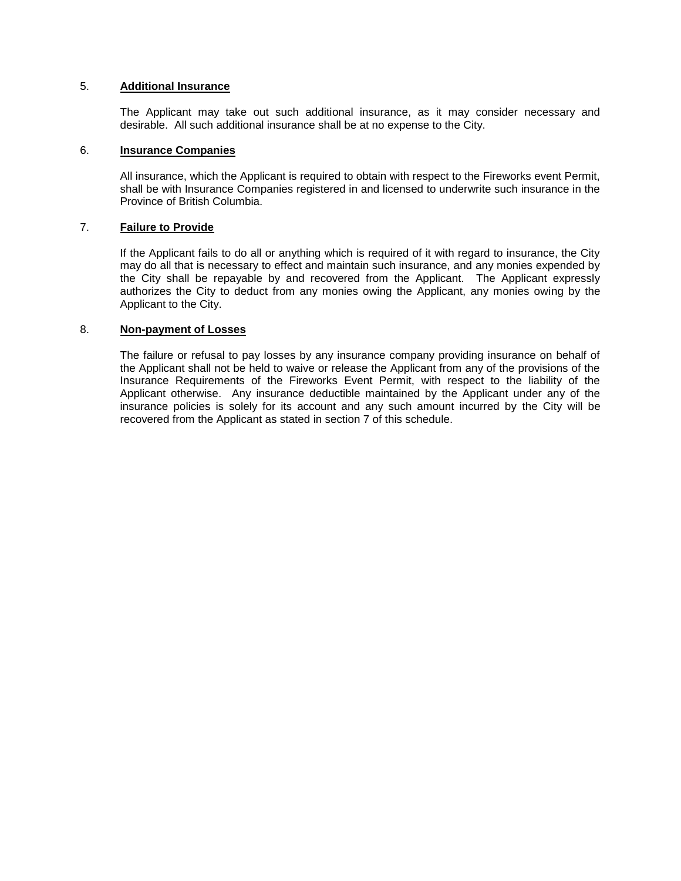5. **Additional Insurance**

   The Applicant may take out such additional insurance, as it may consider necessary and desirable. All such additional insurance shall be at no expense to the City.

6. **Insurance Companies**

   All insurance, which the Applicant is required to obtain with respect to the Fireworks event Permit, shall be with Insurance Companies registered in and licensed to underwrite such insurance in the Province of British Columbia.

7. **Failure to Provide**

   If the Applicant fails to do all or anything which is required of it with regard to insurance, the City may do all that is necessary to effect and maintain such insurance, and any monies expended by the City shall be repayable by and recovered from the Applicant. The Applicant expressly authorizes the City to deduct from any monies owing the Applicant, any monies owing by the Applicant to the City.

8. **Non-payment of Losses**

   The failure or refusal to pay losses by any insurance company providing insurance on behalf of the Applicant shall not be held to waive or release the Applicant from any of the provisions of the Insurance Requirements of the Fireworks Event Permit, with respect to the liability of the Applicant otherwise. Any insurance deductible maintained by the Applicant under any of the insurance policies is solely for its account and any such amount incurred by the City will be recovered from the Applicant as stated in section 7 of this schedule.